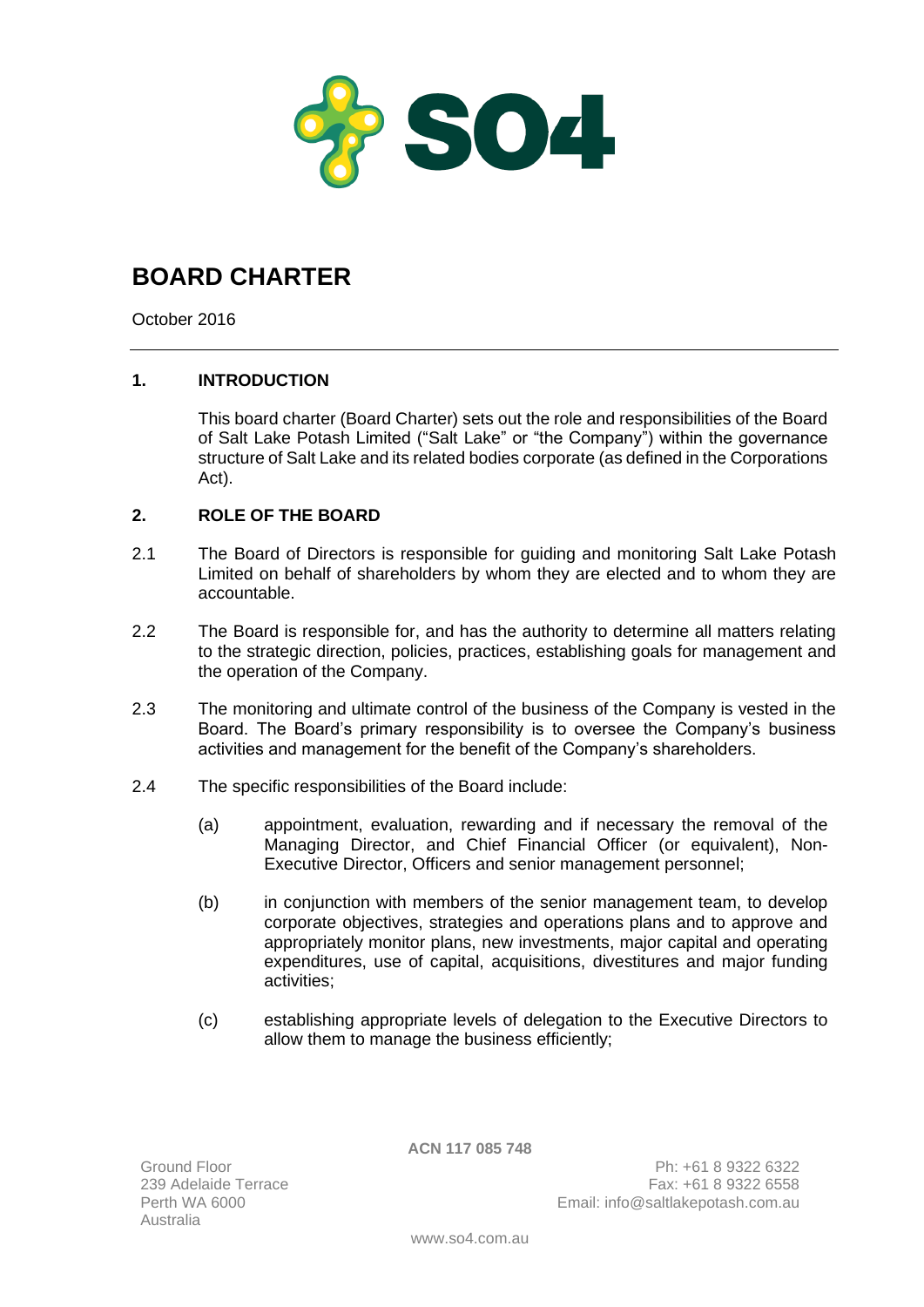# BOARD CHARTER

October 2016

## 1. INTRODUCTION

This board charter (Board Charter) sets out the role and responsibilities of the Board of Salt Lake Potash Limited ("Salt Lake" or "the Company") within the governance structure of Salt Lake and its related bodies corporate (as defined in the Corporations Act).

## 2. ROLE OF THE BOARD

2.1 The Board of Directors is responsible for guiding and monitoring Salt Lake Potash Limited on behalf of shareholders by whom they are elected and to whom they are accountable.

2.2 The Board is responsible for, and has the authority to determine all matters relating to the strategic direction, policies, practices, establishing goals for management and the operation of the Company.

2.3 The monitoring and ultimate control of the business of the Company is vested in the Board. The Board's primary responsibility is to oversee the Company's business activities and management for the benefit of the Company's shareholders.

2.4 The specific responsibilities of the Board include:

(a) appointment, evaluation, rewarding and if necessary the removal of the Managing Director, and Chief Financial Officer (or equivalent), Non-Executive Director, Officers and senior management personnel;

(b) in conjunction with members of the senior management team, to develop corporate objectives, strategies and operations plans and to approve and appropriately monitor plans, new investments, major capital and operating expenditures, use of capital, acquisitions, divestitures and major funding activities;

(c) establishing appropriate levels of delegation to the Executive Directors to allow them to manage the business efficiently;

ACN 117 085 748

Ground Floor
239 Adelaide Terrace
Perth WA 6000
Australia

Ph: +61 8 9322 6322
Fax: +61 8 9322 6558
Email: info@saltlakepotash.com.au

www.so4.com.au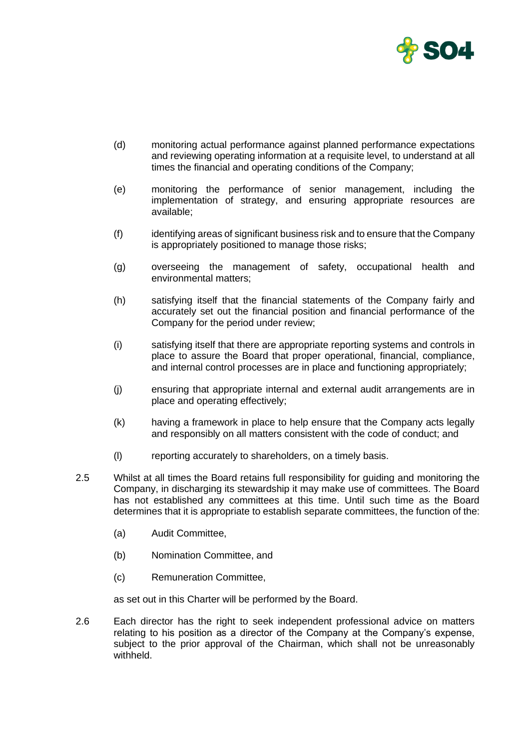(d) monitoring actual performance against planned performance expectations and reviewing operating information at a requisite level, to understand at all times the financial and operating conditions of the Company;

(e) monitoring the performance of senior management, including the implementation of strategy, and ensuring appropriate resources are available;

(f) identifying areas of significant business risk and to ensure that the Company is appropriately positioned to manage those risks;

(g) overseeing the management of safety, occupational health and environmental matters;

(h) satisfying itself that the financial statements of the Company fairly and accurately set out the financial position and financial performance of the Company for the period under review;

(i) satisfying itself that there are appropriate reporting systems and controls in place to assure the Board that proper operational, financial, compliance, and internal control processes are in place and functioning appropriately;

(j) ensuring that appropriate internal and external audit arrangements are in place and operating effectively;

(k) having a framework in place to help ensure that the Company acts legally and responsibly on all matters consistent with the code of conduct; and

(l) reporting accurately to shareholders, on a timely basis.

2.5 Whilst at all times the Board retains full responsibility for guiding and monitoring the Company, in discharging its stewardship it may make use of committees. The Board has not established any committees at this time. Until such time as the Board determines that it is appropriate to establish separate committees, the function of the:

(a) Audit Committee,

(b) Nomination Committee, and

(c) Remuneration Committee,

as set out in this Charter will be performed by the Board.

2.6 Each director has the right to seek independent professional advice on matters relating to his position as a director of the Company at the Company's expense, subject to the prior approval of the Chairman, which shall not be unreasonably withheld.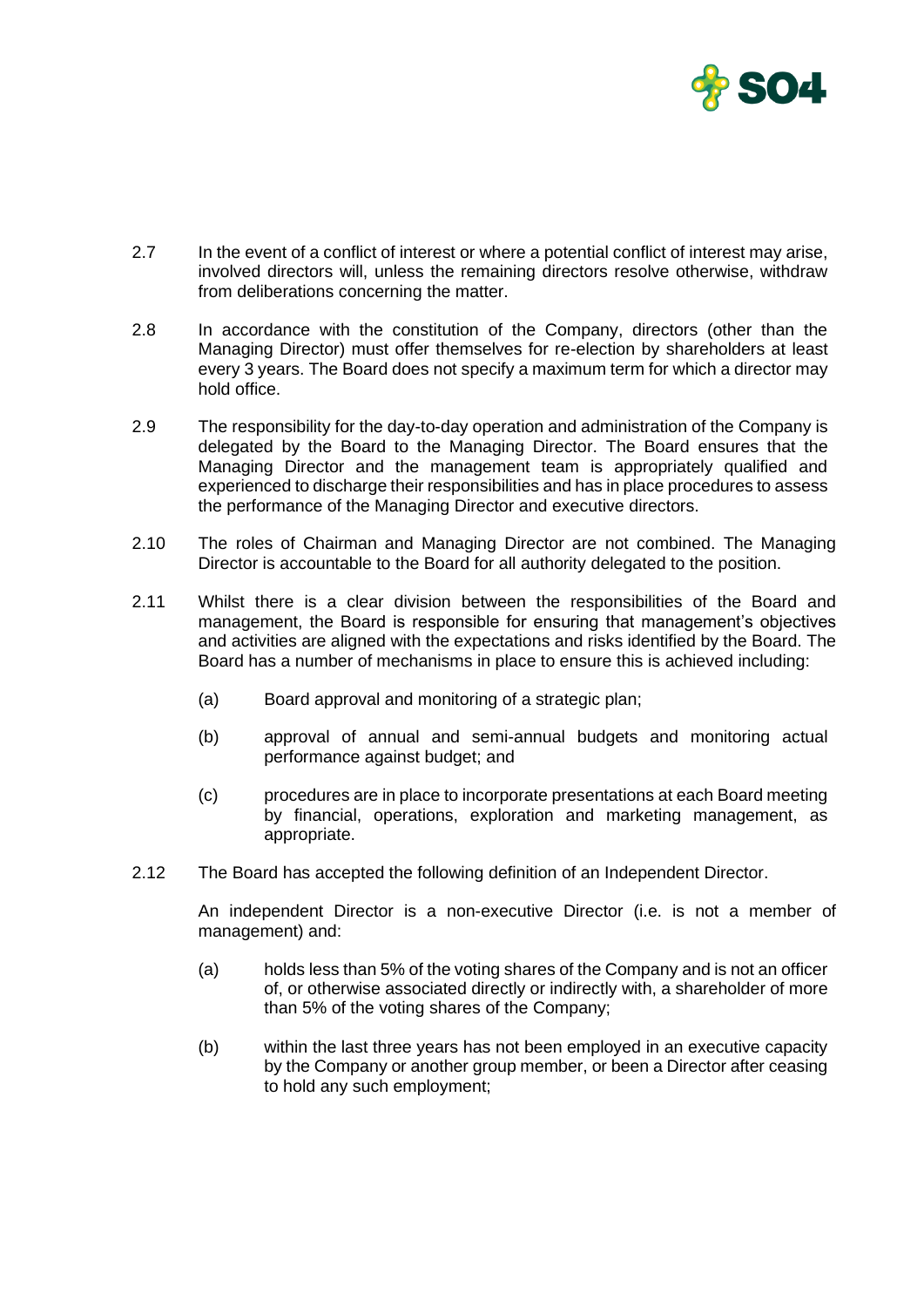2.7 In the event of a conflict of interest or where a potential conflict of interest may arise, involved directors will, unless the remaining directors resolve otherwise, withdraw from deliberations concerning the matter.

2.8 In accordance with the constitution of the Company, directors (other than the Managing Director) must offer themselves for re-election by shareholders at least every 3 years. The Board does not specify a maximum term for which a director may hold office.

2.9 The responsibility for the day-to-day operation and administration of the Company is delegated by the Board to the Managing Director. The Board ensures that the Managing Director and the management team is appropriately qualified and experienced to discharge their responsibilities and has in place procedures to assess the performance of the Managing Director and executive directors.

2.10 The roles of Chairman and Managing Director are not combined. The Managing Director is accountable to the Board for all authority delegated to the position.

2.11 Whilst there is a clear division between the responsibilities of the Board and management, the Board is responsible for ensuring that management's objectives and activities are aligned with the expectations and risks identified by the Board. The Board has a number of mechanisms in place to ensure this is achieved including:

(a) Board approval and monitoring of a strategic plan;

(b) approval of annual and semi-annual budgets and monitoring actual performance against budget; and

(c) procedures are in place to incorporate presentations at each Board meeting by financial, operations, exploration and marketing management, as appropriate.

2.12 The Board has accepted the following definition of an Independent Director.

An independent Director is a non-executive Director (i.e. is not a member of management) and:

(a) holds less than 5% of the voting shares of the Company and is not an officer of, or otherwise associated directly or indirectly with, a shareholder of more than 5% of the voting shares of the Company;

(b) within the last three years has not been employed in an executive capacity by the Company or another group member, or been a Director after ceasing to hold any such employment;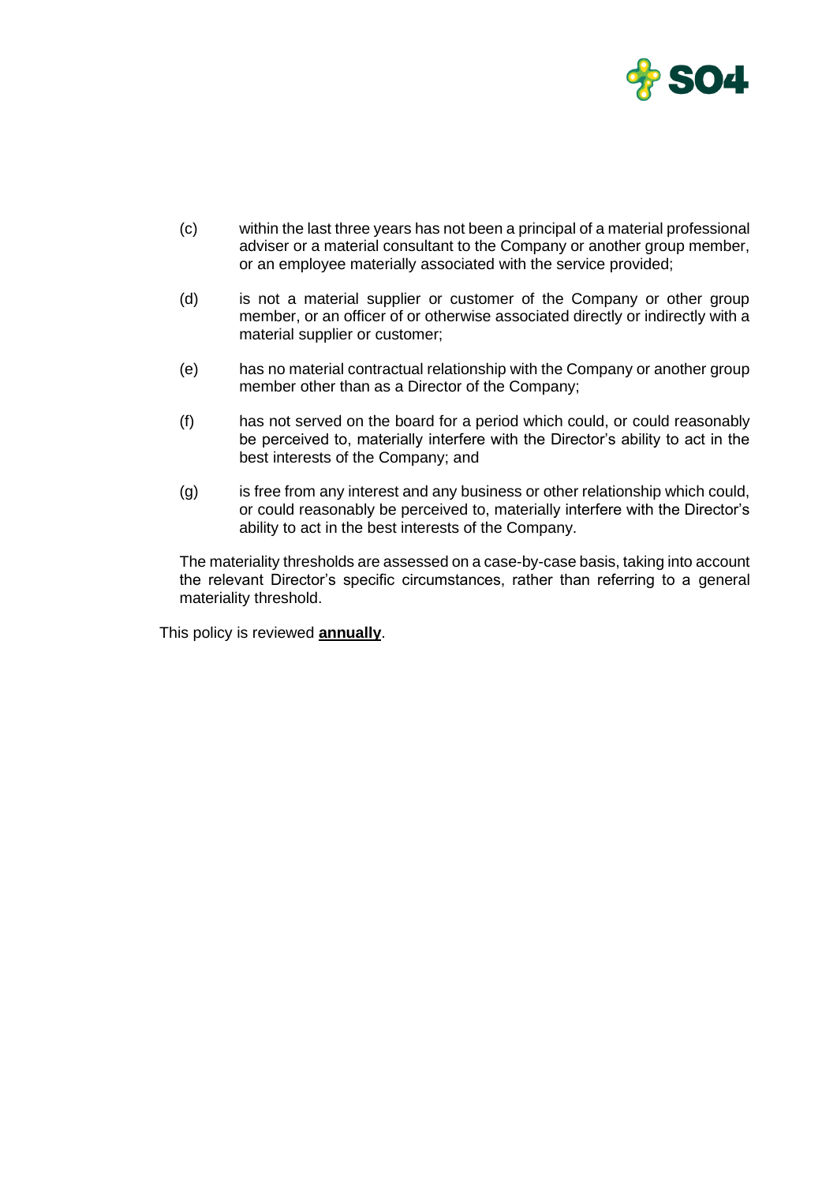(c) within the last three years has not been a principal of a material professional adviser or a material consultant to the Company or another group member, or an employee materially associated with the service provided;

(d) is not a material supplier or customer of the Company or other group member, or an officer of or otherwise associated directly or indirectly with a material supplier or customer;

(e) has no material contractual relationship with the Company or another group member other than as a Director of the Company;

(f) has not served on the board for a period which could, or could reasonably be perceived to, materially interfere with the Director's ability to act in the best interests of the Company; and

(g) is free from any interest and any business or other relationship which could, or could reasonably be perceived to, materially interfere with the Director's ability to act in the best interests of the Company.

The materiality thresholds are assessed on a case-by-case basis, taking into account the relevant Director's specific circumstances, rather than referring to a general materiality threshold.

This policy is reviewed **annually**.